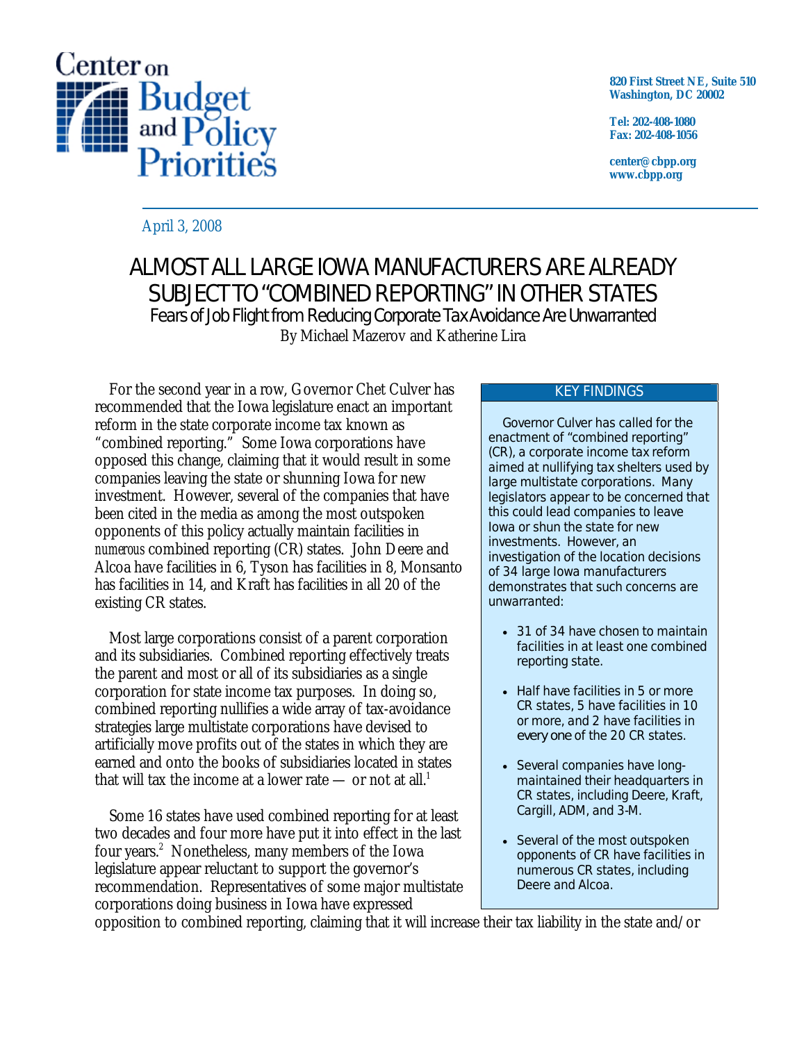Center on Budget and Policy Priorities

820 First Street NE, Suite 510
Washington, DC 20002

Tel: 202-408-1080
Fax: 202-408-1056

center@cbpp.org
www.cbpp.org

April 3, 2008

# ALMOST ALL LARGE IOWA MANUFACTURERS ARE ALREADY SUBJECT TO "COMBINED REPORTING" IN OTHER STATES

## Fears of Job Flight from Reducing Corporate Tax Avoidance Are Unwarranted

By Michael Mazerov and Katherine Lira

For the second year in a row, Governor Chet Culver has recommended that the Iowa legislature enact an important reform in the state corporate income tax known as "combined reporting." Some Iowa corporations have opposed this change, claiming that it would result in some companies leaving the state or shunning Iowa for new investment. However, several of the companies that have been cited in the media as among the most outspoken opponents of this policy actually maintain facilities in *numerous* combined reporting (CR) states. John Deere and Alcoa have facilities in 6, Tyson has facilities in 8, Monsanto has facilities in 14, and Kraft has facilities in all 20 of the existing CR states.

Most large corporations consist of a parent corporation and its subsidiaries. Combined reporting effectively treats the parent and most or all of its subsidiaries as a single corporation for state income tax purposes. In doing so, combined reporting nullifies a wide array of tax-avoidance strategies large multistate corporations have devised to artificially move profits out of the states in which they are earned and onto the books of subsidiaries located in states that will tax the income at a lower rate — or not at all.[1]

Some 16 states have used combined reporting for at least two decades and four more have put it into effect in the last four years.[2] Nonetheless, many members of the Iowa legislature appear reluctant to support the governor's recommendation. Representatives of some major multistate corporations doing business in Iowa have expressed opposition to combined reporting, claiming that it will increase their tax liability in the state and/or

> **KEY FINDINGS**
>
> Governor Culver has called for the enactment of "combined reporting" (CR), a corporate income tax reform aimed at nullifying tax shelters used by large multistate corporations. Many legislators appear to be concerned that this could lead companies to leave Iowa or shun the state for new investments. However, an investigation of the location decisions of 34 large Iowa manufacturers demonstrates that such concerns are unwarranted:
>
> - 31 of 34 have chosen to maintain facilities in at least one combined reporting state.
> - Half have facilities in 5 or more CR states, 5 have facilities in 10 or more, and 2 have facilities in *every one* of the 20 CR states.
> - Several companies have long-maintained their headquarters in CR states, including Deere, Kraft, Cargill, ADM, and 3-M.
> - Several of the most outspoken opponents of CR have facilities in numerous CR states, including Deere and Alcoa.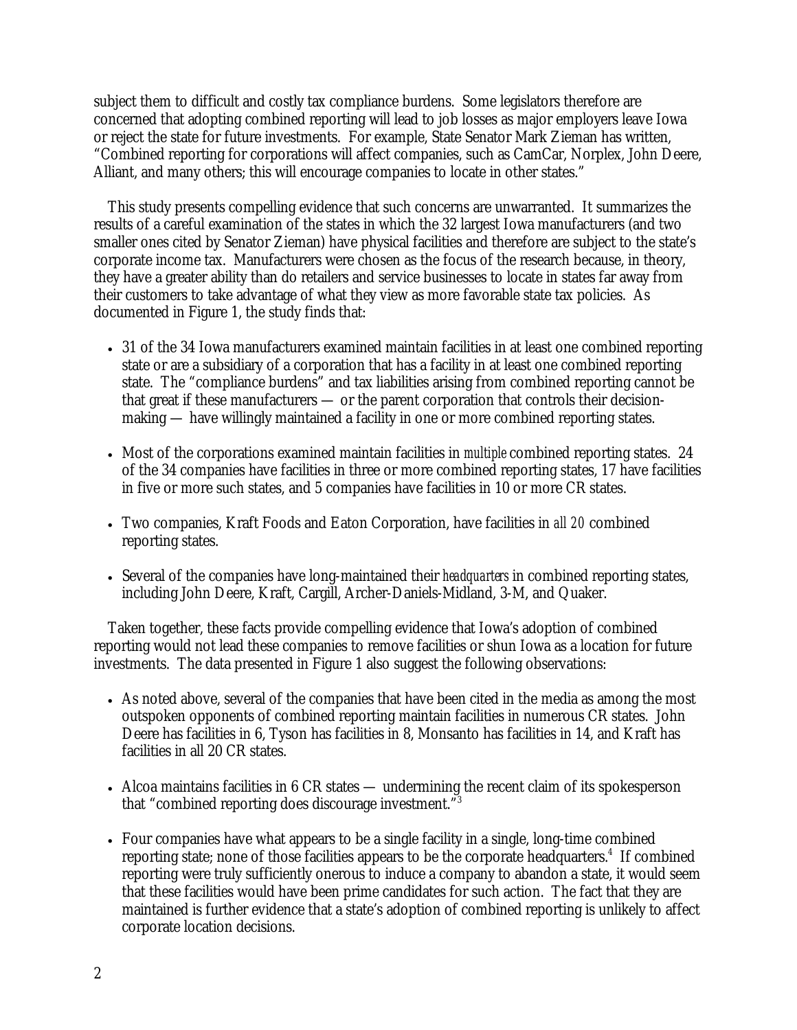subject them to difficult and costly tax compliance burdens. Some legislators therefore are concerned that adopting combined reporting will lead to job losses as major employers leave Iowa or reject the state for future investments. For example, State Senator Mark Zieman has written, "Combined reporting for corporations will affect companies, such as CamCar, Norplex, John Deere, Alliant, and many others; this will encourage companies to locate in other states."

This study presents compelling evidence that such concerns are unwarranted. It summarizes the results of a careful examination of the states in which the 32 largest Iowa manufacturers (and two smaller ones cited by Senator Zieman) have physical facilities and therefore are subject to the state's corporate income tax. Manufacturers were chosen as the focus of the research because, in theory, they have a greater ability than do retailers and service businesses to locate in states far away from their customers to take advantage of what they view as more favorable state tax policies. As documented in Figure 1, the study finds that:

- 31 of the 34 Iowa manufacturers examined maintain facilities in at least one combined reporting state or are a subsidiary of a corporation that has a facility in at least one combined reporting state. The "compliance burdens" and tax liabilities arising from combined reporting cannot be that great if these manufacturers — or the parent corporation that controls their decision-making — have willingly maintained a facility in one or more combined reporting states.
- Most of the corporations examined maintain facilities in *multiple* combined reporting states. 24 of the 34 companies have facilities in three or more combined reporting states, 17 have facilities in five or more such states, and 5 companies have facilities in 10 or more CR states.
- Two companies, Kraft Foods and Eaton Corporation, have facilities in *all 20* combined reporting states.
- Several of the companies have long-maintained their *headquarters* in combined reporting states, including John Deere, Kraft, Cargill, Archer-Daniels-Midland, 3-M, and Quaker.

Taken together, these facts provide compelling evidence that Iowa's adoption of combined reporting would not lead these companies to remove facilities or shun Iowa as a location for future investments. The data presented in Figure 1 also suggest the following observations:

- As noted above, several of the companies that have been cited in the media as among the most outspoken opponents of combined reporting maintain facilities in numerous CR states. John Deere has facilities in 6, Tyson has facilities in 8, Monsanto has facilities in 14, and Kraft has facilities in all 20 CR states.
- Alcoa maintains facilities in 6 CR states — undermining the recent claim of its spokesperson that "combined reporting does discourage investment."[3]
- Four companies have what appears to be a single facility in a single, long-time combined reporting state; none of those facilities appears to be the corporate headquarters.[4] If combined reporting were truly sufficiently onerous to induce a company to abandon a state, it would seem that these facilities would have been prime candidates for such action. The fact that they are maintained is further evidence that a state's adoption of combined reporting is unlikely to affect corporate location decisions.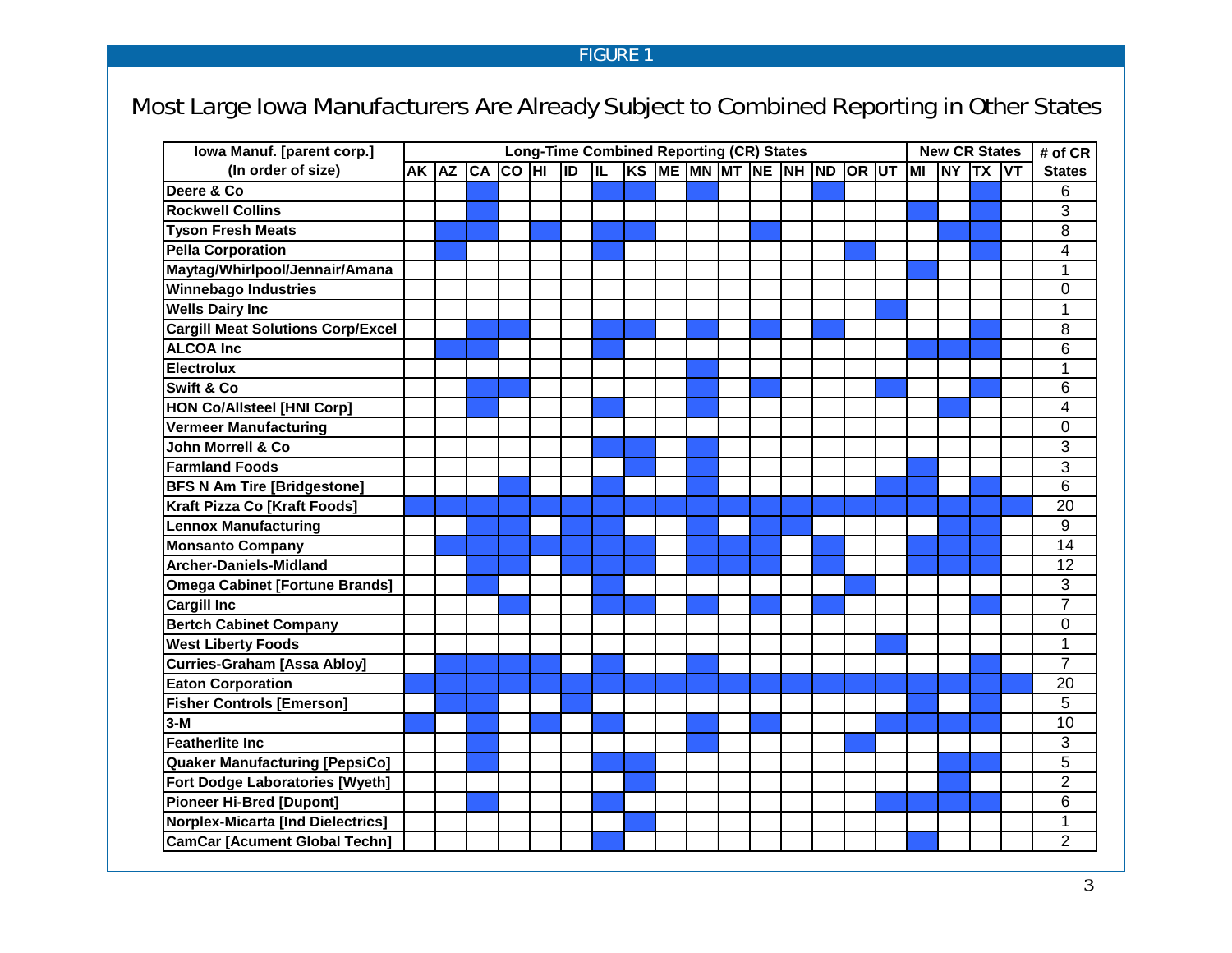FIGURE 1

# Most Large Iowa Manufacturers Are Already Subject to Combined Reporting in Other States

| Iowa Manuf. [parent corp.] (In order of size) | Long-Time Combined Reporting (CR) States | | | | | | | | | | | | | | | | New CR States | | | | # of CR States |
|---|---|---|---|---|---|---|---|---|---|---|---|---|---|---|---|---|---|---|---|---|---|
| | AK | AZ | CA | CO | HI | ID | IL | KS | ME | MN | MT | NE | NH | ND | OR | UT | MI | NY | TX | VT | |
| Deere & Co | | | X | | | | X | X | | X | | | | X | | | | | X | | 6 |
| Rockwell Collins | | | X | | | | | | | | | | | | | | X | | X | | 3 |
| Tyson Fresh Meats | | X | X | | X | | X | X | | | | X | | | | | | X | X | | 8 |
| Pella Corporation | | X | | | | | X | | | | | | | | X | | | | X | | 4 |
| Maytag/Whirlpool/Jennair/Amana | | | | | | | | | | | | | | | | | X | | | | 1 |
| Winnebago Industries | | | | | | | | | | | | | | | | | | | | | 0 |
| Wells Dairy Inc | | | | | | | | | | | | | | | | X | | | | | 1 |
| Cargill Meat Solutions Corp/Excel | | | X | X | | | X | X | | X | | X | | X | | | | | X | | 8 |
| ALCOA Inc | | X | X | | | | X | | | | | | | | | | X | X | X | | 6 |
| Electrolux | | | | | | | | | | X | | | | | | | | | | | 1 |
| Swift & Co | | | X | X | | | | | | X | | X | | | | X | | | X | | 6 |
| HON Co/Allsteel [HNI Corp] | | | X | | | | X | | | X | | | | | | | | X | | | 4 |
| Vermeer Manufacturing | | | | | | | | | | | | | | | | | | | | | 0 |
| John Morrell & Co | | | | | | | X | X | | X | | | | | | | | | | | 3 |
| Farmland Foods | | | | | | | | X | | X | | | | | | | X | | | | 3 |
| BFS N Am Tire [Bridgestone] | | | | X | | | X | | | X | | | | | | X | X | | X | | 6 |
| Kraft Pizza Co [Kraft Foods] | X | X | X | X | X | X | X | X | X | X | X | X | X | X | X | X | X | X | X | X | 20 |
| Lennox Manufacturing | | | X | X | | X | X | | | X | | X | X | | | | | X | X | | 9 |
| Monsanto Company | | X | X | X | X | X | X | X | | X | X | X | | X | | | X | X | X | | 14 |
| Archer-Daniels-Midland | | | X | X | | X | X | X | | X | X | X | | X | | | X | X | X | | 12 |
| Omega Cabinet [Fortune Brands] | | | X | | | | X | | | | | | | | X | | | | | | 3 |
| Cargill Inc | | | | X | | | X | X | | X | | X | | X | | | | | X | | 7 |
| Bertch Cabinet Company | | | | | | | | | | | | | | | | | | | | | 0 |
| West Liberty Foods | | | | | | | | | | | | | | | | X | | | | | 1 |
| Curries-Graham [Assa Abloy] | | X | X | X | X | | X | | | X | | | | | | | | | X | | 7 |
| Eaton Corporation | X | X | X | X | X | X | X | X | X | X | X | X | X | X | X | X | X | X | X | X | 20 |
| Fisher Controls [Emerson] | | X | X | | | X | | | | | | | | | | | X | | X | | 5 |
| 3-M | X | | X | | X | | X | | | X | | X | | | | X | X | X | X | | 10 |
| Featherlite Inc | | | X | | | | | | | X | | | | | X | | | | | | 3 |
| Quaker Manufacturing [PepsiCo] | | | X | | | | X | X | | | | | | | | | | X | X | | 5 |
| Fort Dodge Laboratories [Wyeth] | | | | | | | | X | | | | | | | | | | X | | | 2 |
| Pioneer Hi-Bred [Dupont] | | | X | | | | X | | | | | | | | | X | X | X | X | | 6 |
| Norplex-Micarta [Ind Dielectrics] | | | | | | | | X | | | | | | | | | | | | | 1 |
| CamCar [Acument Global Techn] | | | | | | | X | | | | | | | | | | X | | | | 2 |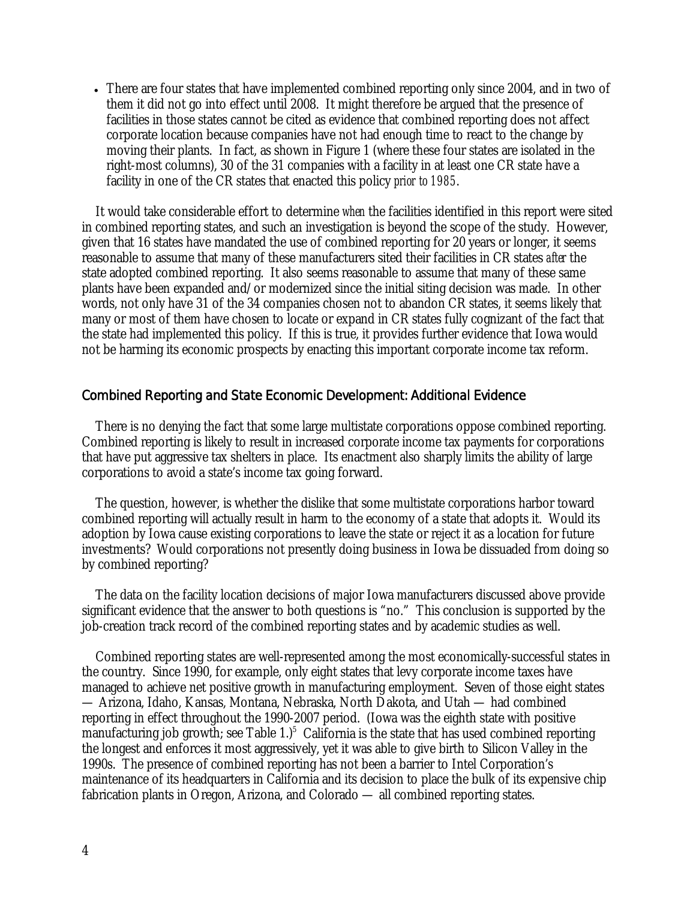- There are four states that have implemented combined reporting only since 2004, and in two of them it did not go into effect until 2008. It might therefore be argued that the presence of facilities in those states cannot be cited as evidence that combined reporting does not affect corporate location because companies have not had enough time to react to the change by moving their plants. In fact, as shown in Figure 1 (where these four states are isolated in the right-most columns), 30 of the 31 companies with a facility in at least one CR state have a facility in one of the CR states that enacted this policy *prior to 1985*.

It would take considerable effort to determine *when* the facilities identified in this report were sited in combined reporting states, and such an investigation is beyond the scope of the study. However, given that 16 states have mandated the use of combined reporting for 20 years or longer, it seems reasonable to assume that many of these manufacturers sited their facilities in CR states *after* the state adopted combined reporting. It also seems reasonable to assume that many of these same plants have been expanded and/or modernized since the initial siting decision was made. In other words, not only have 31 of the 34 companies chosen not to abandon CR states, it seems likely that many or most of them have chosen to locate or expand in CR states fully cognizant of the fact that the state had implemented this policy. If this is true, it provides further evidence that Iowa would not be harming its economic prospects by enacting this important corporate income tax reform.

## Combined Reporting and State Economic Development: Additional Evidence

There is no denying the fact that some large multistate corporations oppose combined reporting. Combined reporting is likely to result in increased corporate income tax payments for corporations that have put aggressive tax shelters in place. Its enactment also sharply limits the ability of large corporations to avoid a state's income tax going forward.

The question, however, is whether the dislike that some multistate corporations harbor toward combined reporting will actually result in harm to the economy of a state that adopts it. Would its adoption by Iowa cause existing corporations to leave the state or reject it as a location for future investments? Would corporations not presently doing business in Iowa be dissuaded from doing so by combined reporting?

The data on the facility location decisions of major Iowa manufacturers discussed above provide significant evidence that the answer to both questions is "no." This conclusion is supported by the job-creation track record of the combined reporting states and by academic studies as well.

Combined reporting states are well-represented among the most economically-successful states in the country. Since 1990, for example, only eight states that levy corporate income taxes have managed to achieve net positive growth in manufacturing employment. Seven of those eight states — Arizona, Idaho, Kansas, Montana, Nebraska, North Dakota, and Utah — had combined reporting in effect throughout the 1990-2007 period. (Iowa was the eighth state with positive manufacturing job growth; see Table 1.)[5] California is the state that has used combined reporting the longest and enforces it most aggressively, yet it was able to give birth to Silicon Valley in the 1990s. The presence of combined reporting has not been a barrier to Intel Corporation's maintenance of its headquarters in California and its decision to place the bulk of its expensive chip fabrication plants in Oregon, Arizona, and Colorado — all combined reporting states.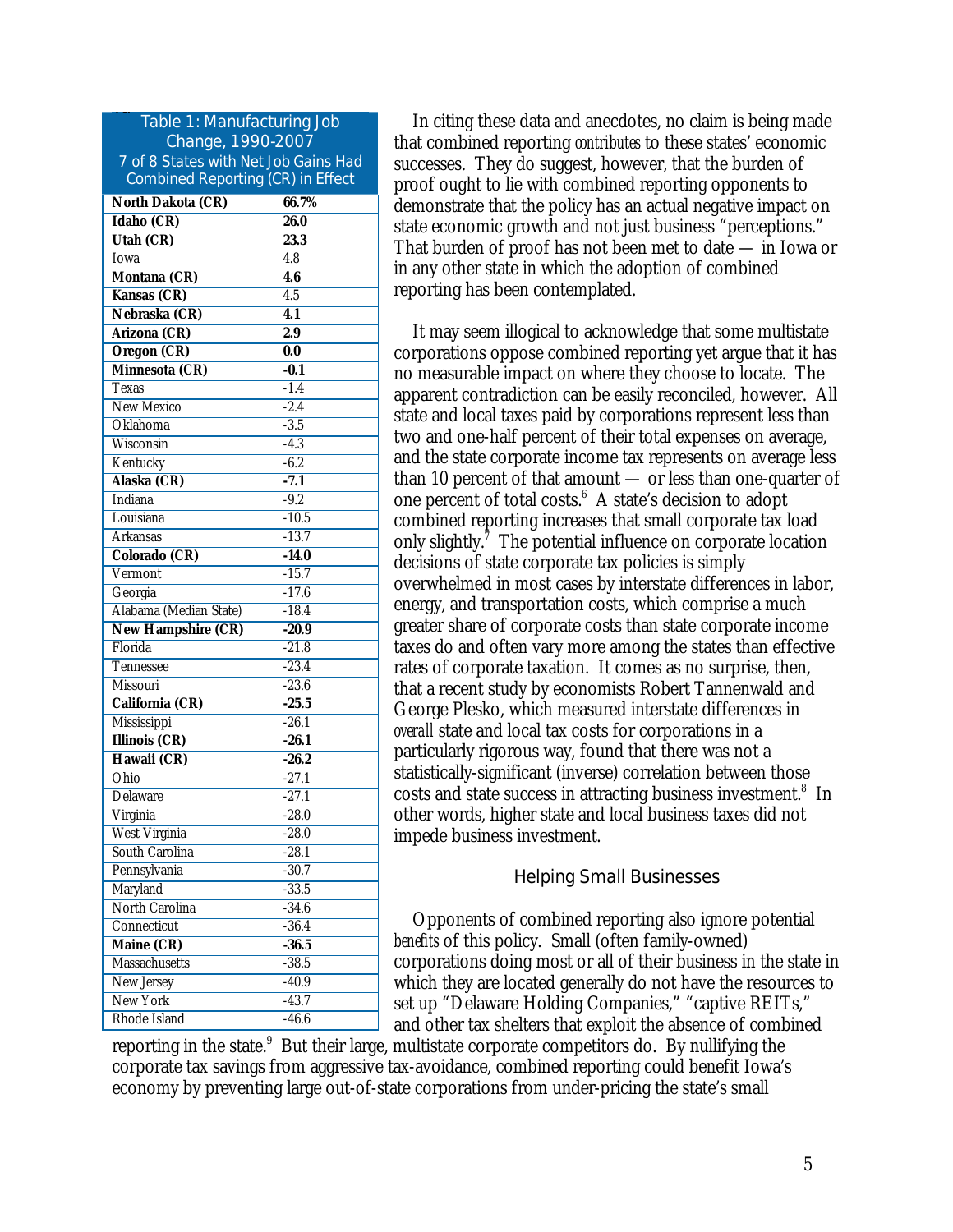**Table 1: Manufacturing Job Change, 1990-2007**
**7 of 8 States with Net Job Gains Had Combined Reporting (CR) in Effect**

| State | Change |
|---|---|
| **North Dakota (CR)** | **66.7%** |
| **Idaho (CR)** | **26.0** |
| **Utah (CR)** | **23.3** |
| Iowa | 4.8 |
| **Montana (CR)** | **4.6** |
| **Kansas (CR)** | 4.5 |
| **Nebraska (CR)** | **4.1** |
| **Arizona (CR)** | **2.9** |
| **Oregon (CR)** | **0.0** |
| **Minnesota (CR)** | **-0.1** |
| Texas | -1.4 |
| New Mexico | -2.4 |
| Oklahoma | -3.5 |
| Wisconsin | -4.3 |
| Kentucky | -6.2 |
| **Alaska (CR)** | **-7.1** |
| Indiana | -9.2 |
| Louisiana | -10.5 |
| Arkansas | -13.7 |
| **Colorado (CR)** | **-14.0** |
| Vermont | -15.7 |
| Georgia | -17.6 |
| Alabama (Median State) | -18.4 |
| **New Hampshire (CR)** | **-20.9** |
| Florida | -21.8 |
| Tennessee | -23.4 |
| Missouri | -23.6 |
| **California (CR)** | **-25.5** |
| Mississippi | -26.1 |
| **Illinois (CR)** | **-26.1** |
| **Hawaii (CR)** | **-26.2** |
| Ohio | -27.1 |
| Delaware | -27.1 |
| Virginia | -28.0 |
| West Virginia | -28.0 |
| South Carolina | -28.1 |
| Pennsylvania | -30.7 |
| Maryland | -33.5 |
| North Carolina | -34.6 |
| Connecticut | -36.4 |
| **Maine (CR)** | **-36.5** |
| Massachusetts | -38.5 |
| New Jersey | -40.9 |
| New York | -43.7 |
| Rhode Island | -46.6 |

In citing these data and anecdotes, no claim is being made that combined reporting *contributes* to these states' economic successes. They do suggest, however, that the burden of proof ought to lie with combined reporting opponents to demonstrate that the policy has an actual negative impact on state economic growth and not just business "perceptions." That burden of proof has not been met to date — in Iowa or in any other state in which the adoption of combined reporting has been contemplated.

It may seem illogical to acknowledge that some multistate corporations oppose combined reporting yet argue that it has no measurable impact on where they choose to locate. The apparent contradiction can be easily reconciled, however. All state and local taxes paid by corporations represent less than two and one-half percent of their total expenses on average, and the state corporate income tax represents on average less than 10 percent of that amount — or less than one-quarter of one percent of total costs.[6] A state's decision to adopt combined reporting increases that small corporate tax load only slightly.[7] The potential influence on corporate location decisions of state corporate tax policies is simply overwhelmed in most cases by interstate differences in labor, energy, and transportation costs, which comprise a much greater share of corporate costs than state corporate income taxes do and often vary more among the states than effective rates of corporate taxation. It comes as no surprise, then, that a recent study by economists Robert Tannenwald and George Plesko, which measured interstate differences in *overall* state and local tax costs for corporations in a particularly rigorous way, found that there was not a statistically-significant (inverse) correlation between those costs and state success in attracting business investment.[8] In other words, higher state and local business taxes did not impede business investment.

## Helping Small Businesses

Opponents of combined reporting also ignore potential *benefits* of this policy. Small (often family-owned) corporations doing most or all of their business in the state in which they are located generally do not have the resources to set up "Delaware Holding Companies," "captive REITs," and other tax shelters that exploit the absence of combined reporting in the state.[9] But their large, multistate corporate competitors do. By nullifying the corporate tax savings from aggressive tax-avoidance, combined reporting could benefit Iowa's economy by preventing large out-of-state corporations from under-pricing the state's small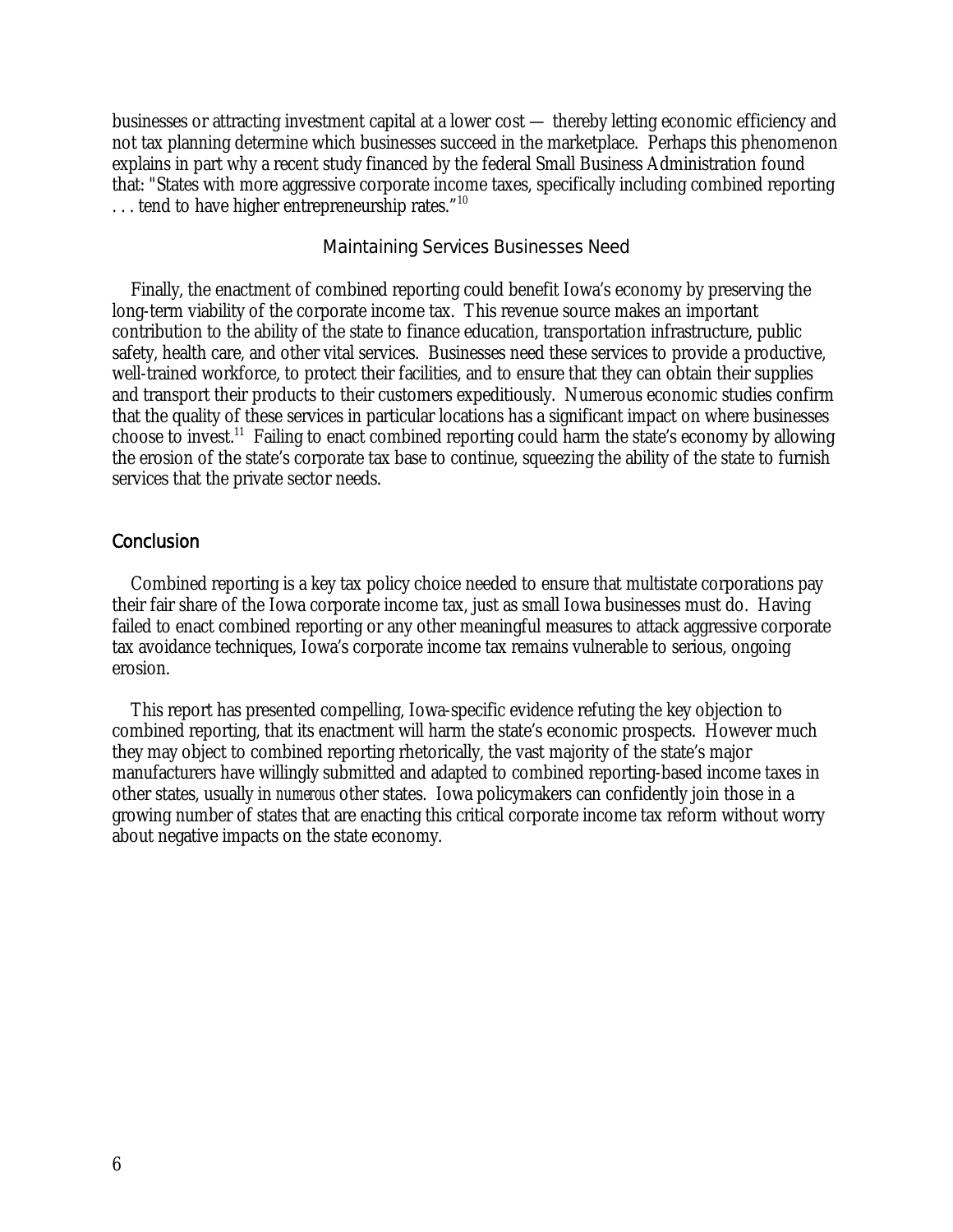businesses or attracting investment capital at a lower cost — thereby letting economic efficiency and not tax planning determine which businesses succeed in the marketplace. Perhaps this phenomenon explains in part why a recent study financed by the federal Small Business Administration found that: "States with more aggressive corporate income taxes, specifically including combined reporting . . . tend to have higher entrepreneurship rates."[10]

### Maintaining Services Businesses Need

Finally, the enactment of combined reporting could benefit Iowa's economy by preserving the long-term viability of the corporate income tax. This revenue source makes an important contribution to the ability of the state to finance education, transportation infrastructure, public safety, health care, and other vital services. Businesses need these services to provide a productive, well-trained workforce, to protect their facilities, and to ensure that they can obtain their supplies and transport their products to their customers expeditiously. Numerous economic studies confirm that the quality of these services in particular locations has a significant impact on where businesses choose to invest.[11] Failing to enact combined reporting could harm the state's economy by allowing the erosion of the state's corporate tax base to continue, squeezing the ability of the state to furnish services that the private sector needs.

## Conclusion

Combined reporting is a key tax policy choice needed to ensure that multistate corporations pay their fair share of the Iowa corporate income tax, just as small Iowa businesses must do. Having failed to enact combined reporting or any other meaningful measures to attack aggressive corporate tax avoidance techniques, Iowa's corporate income tax remains vulnerable to serious, ongoing erosion.

This report has presented compelling, Iowa-specific evidence refuting the key objection to combined reporting, that its enactment will harm the state's economic prospects. However much they may object to combined reporting rhetorically, the vast majority of the state's major manufacturers have willingly submitted and adapted to combined reporting-based income taxes in other states, usually in *numerous* other states. Iowa policymakers can confidently join those in a growing number of states that are enacting this critical corporate income tax reform without worry about negative impacts on the state economy.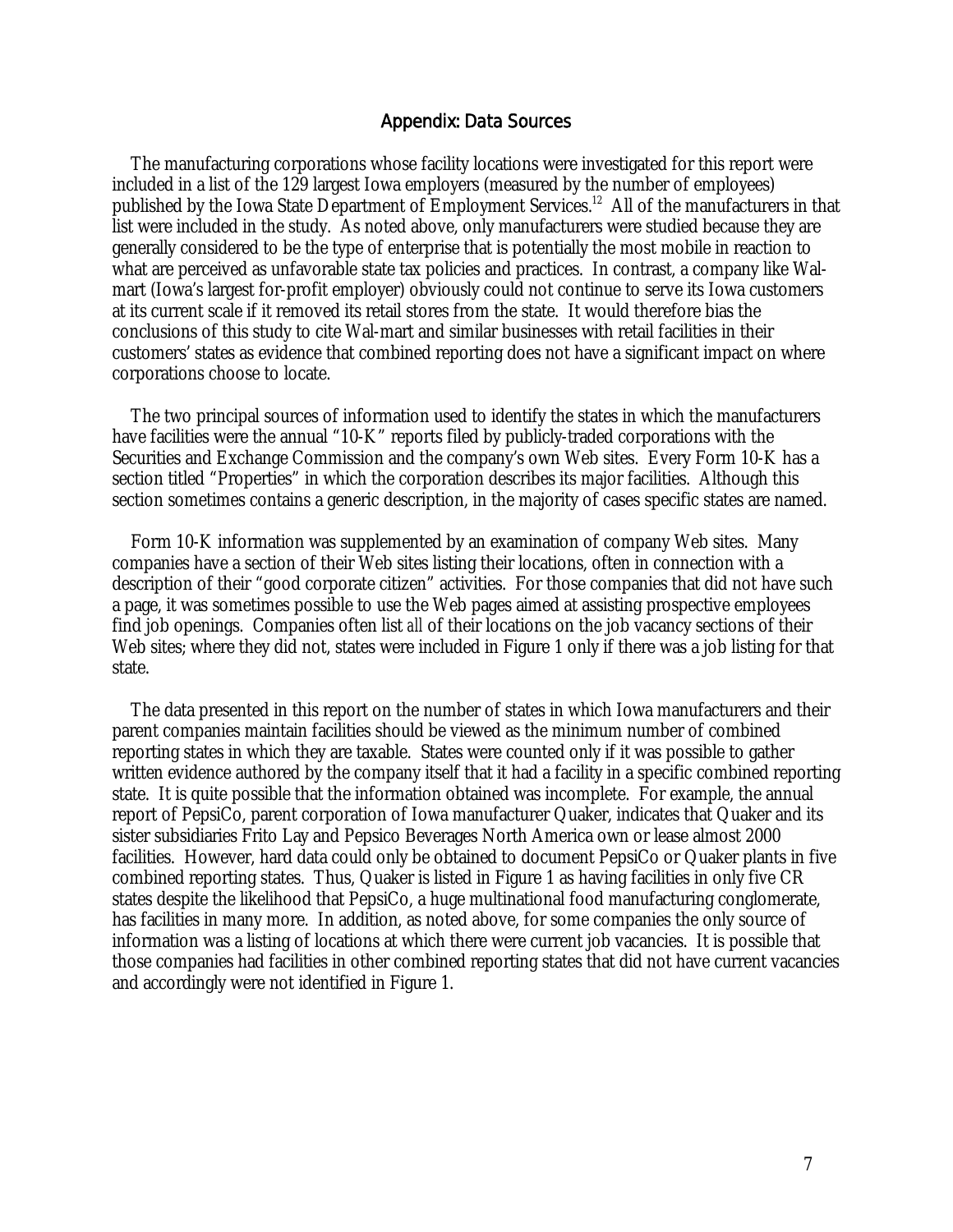## Appendix: Data Sources

The manufacturing corporations whose facility locations were investigated for this report were included in a list of the 129 largest Iowa employers (measured by the number of employees) published by the Iowa State Department of Employment Services.[12] All of the manufacturers in that list were included in the study. As noted above, only manufacturers were studied because they are generally considered to be the type of enterprise that is potentially the most mobile in reaction to what are perceived as unfavorable state tax policies and practices. In contrast, a company like Wal-mart (Iowa's largest for-profit employer) obviously could not continue to serve its Iowa customers at its current scale if it removed its retail stores from the state. It would therefore bias the conclusions of this study to cite Wal-mart and similar businesses with retail facilities in their customers' states as evidence that combined reporting does not have a significant impact on where corporations choose to locate.

The two principal sources of information used to identify the states in which the manufacturers have facilities were the annual "10-K" reports filed by publicly-traded corporations with the Securities and Exchange Commission and the company's own Web sites. Every Form 10-K has a section titled "Properties" in which the corporation describes its major facilities. Although this section sometimes contains a generic description, in the majority of cases specific states are named.

Form 10-K information was supplemented by an examination of company Web sites. Many companies have a section of their Web sites listing their locations, often in connection with a description of their "good corporate citizen" activities. For those companies that did not have such a page, it was sometimes possible to use the Web pages aimed at assisting prospective employees find job openings. Companies often list *all* of their locations on the job vacancy sections of their Web sites; where they did not, states were included in Figure 1 only if there was a job listing for that state.

The data presented in this report on the number of states in which Iowa manufacturers and their parent companies maintain facilities should be viewed as the minimum number of combined reporting states in which they are taxable. States were counted only if it was possible to gather written evidence authored by the company itself that it had a facility in a specific combined reporting state. It is quite possible that the information obtained was incomplete. For example, the annual report of PepsiCo, parent corporation of Iowa manufacturer Quaker, indicates that Quaker and its sister subsidiaries Frito Lay and Pepsico Beverages North America own or lease almost 2000 facilities. However, hard data could only be obtained to document PepsiCo or Quaker plants in five combined reporting states. Thus, Quaker is listed in Figure 1 as having facilities in only five CR states despite the likelihood that PepsiCo, a huge multinational food manufacturing conglomerate, has facilities in many more. In addition, as noted above, for some companies the only source of information was a listing of locations at which there were current job vacancies. It is possible that those companies had facilities in other combined reporting states that did not have current vacancies and accordingly were not identified in Figure 1.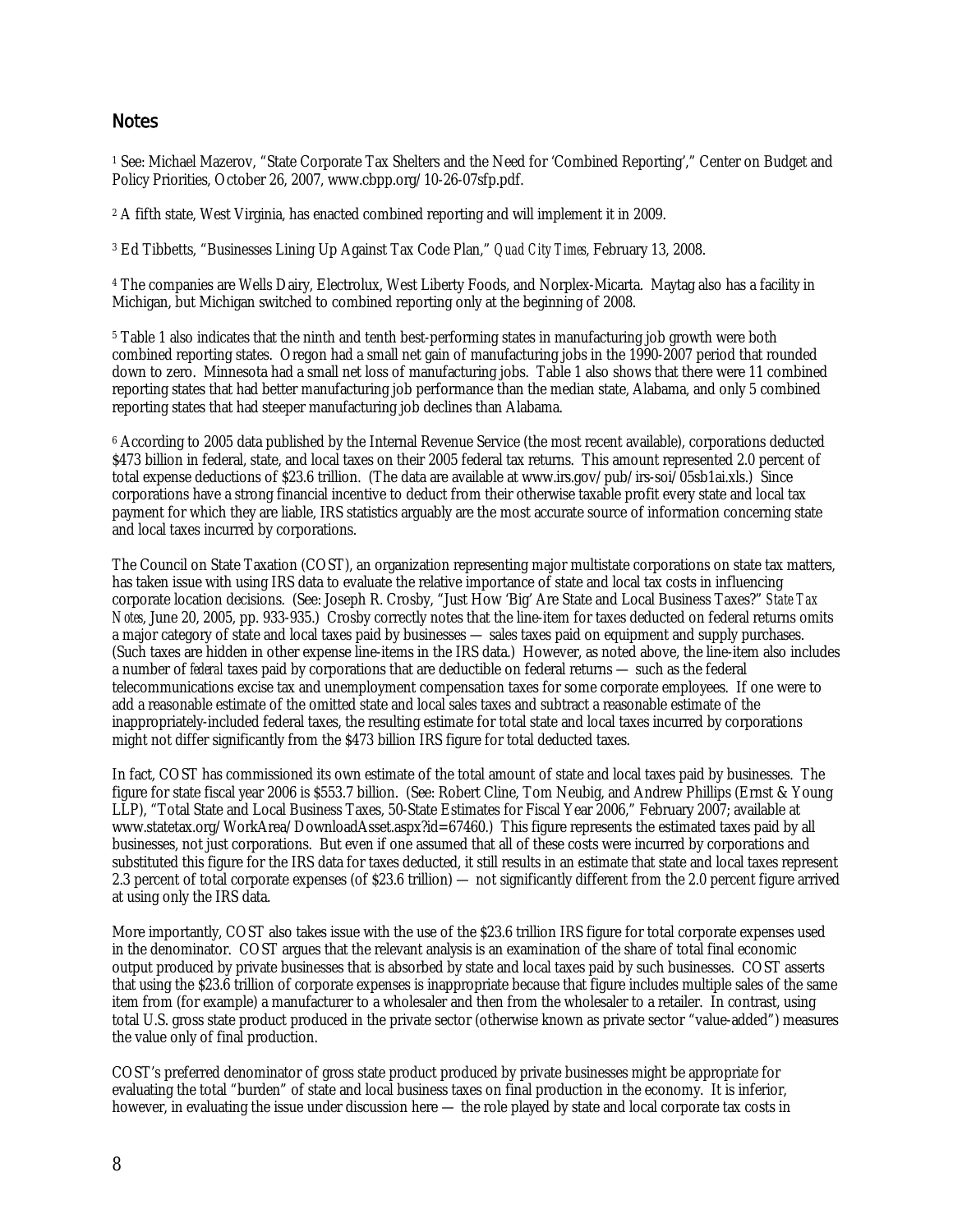## Notes

[1] See: Michael Mazerov, "State Corporate Tax Shelters and the Need for 'Combined Reporting'," Center on Budget and Policy Priorities, October 26, 2007, www.cbpp.org/10-26-07sfp.pdf.

[2] A fifth state, West Virginia, has enacted combined reporting and will implement it in 2009.

[3] Ed Tibbetts, "Businesses Lining Up Against Tax Code Plan," *Quad City Times*, February 13, 2008.

[4] The companies are Wells Dairy, Electrolux, West Liberty Foods, and Norplex-Micarta. Maytag also has a facility in Michigan, but Michigan switched to combined reporting only at the beginning of 2008.

[5] Table 1 also indicates that the ninth and tenth best-performing states in manufacturing job growth were both combined reporting states. Oregon had a small net gain of manufacturing jobs in the 1990-2007 period that rounded down to zero. Minnesota had a small net loss of manufacturing jobs. Table 1 also shows that there were 11 combined reporting states that had better manufacturing job performance than the median state, Alabama, and only 5 combined reporting states that had steeper manufacturing job declines than Alabama.

[6] According to 2005 data published by the Internal Revenue Service (the most recent available), corporations deducted $473 billion in federal, state, and local taxes on their 2005 federal tax returns. This amount represented 2.0 percent of total expense deductions of $23.6 trillion. (The data are available at www.irs.gov/pub/irs-soi/05sb1ai.xls.) Since corporations have a strong financial incentive to deduct from their otherwise taxable profit every state and local tax payment for which they are liable, IRS statistics arguably are the most accurate source of information concerning state and local taxes incurred by corporations.

The Council on State Taxation (COST), an organization representing major multistate corporations on state tax matters, has taken issue with using IRS data to evaluate the relative importance of state and local tax costs in influencing corporate location decisions. (See: Joseph R. Crosby, "Just How 'Big' Are State and Local Business Taxes?" *State Tax Notes*, June 20, 2005, pp. 933-935.) Crosby correctly notes that the line-item for taxes deducted on federal returns omits a major category of state and local taxes paid by businesses — sales taxes paid on equipment and supply purchases. (Such taxes are hidden in other expense line-items in the IRS data.) However, as noted above, the line-item also includes a number of *federal* taxes paid by corporations that are deductible on federal returns — such as the federal telecommunications excise tax and unemployment compensation taxes for some corporate employees. If one were to add a reasonable estimate of the omitted state and local sales taxes and subtract a reasonable estimate of the inappropriately-included federal taxes, the resulting estimate for total state and local taxes incurred by corporations might not differ significantly from the $473 billion IRS figure for total deducted taxes.

In fact, COST has commissioned its own estimate of the total amount of state and local taxes paid by businesses. The figure for state fiscal year 2006 is $553.7 billion. (See: Robert Cline, Tom Neubig, and Andrew Phillips (Ernst & Young LLP), "Total State and Local Business Taxes, 50-State Estimates for Fiscal Year 2006," February 2007; available at www.statetax.org/WorkArea/DownloadAsset.aspx?id=67460.) This figure represents the estimated taxes paid by all businesses, not just corporations. But even if one assumed that all of these costs were incurred by corporations and substituted this figure for the IRS data for taxes deducted, it still results in an estimate that state and local taxes represent 2.3 percent of total corporate expenses (of $23.6 trillion) — not significantly different from the 2.0 percent figure arrived at using only the IRS data.

More importantly, COST also takes issue with the use of the $23.6 trillion IRS figure for total corporate expenses used in the denominator. COST argues that the relevant analysis is an examination of the share of total final economic output produced by private businesses that is absorbed by state and local taxes paid by such businesses. COST asserts that using the $23.6 trillion of corporate expenses is inappropriate because that figure includes multiple sales of the same item from (for example) a manufacturer to a wholesaler and then from the wholesaler to a retailer. In contrast, using total U.S. gross state product produced in the private sector (otherwise known as private sector "value-added") measures the value only of final production.

COST's preferred denominator of gross state product produced by private businesses might be appropriate for evaluating the total "burden" of state and local business taxes on final production in the economy. It is inferior, however, in evaluating the issue under discussion here — the role played by state and local corporate tax costs in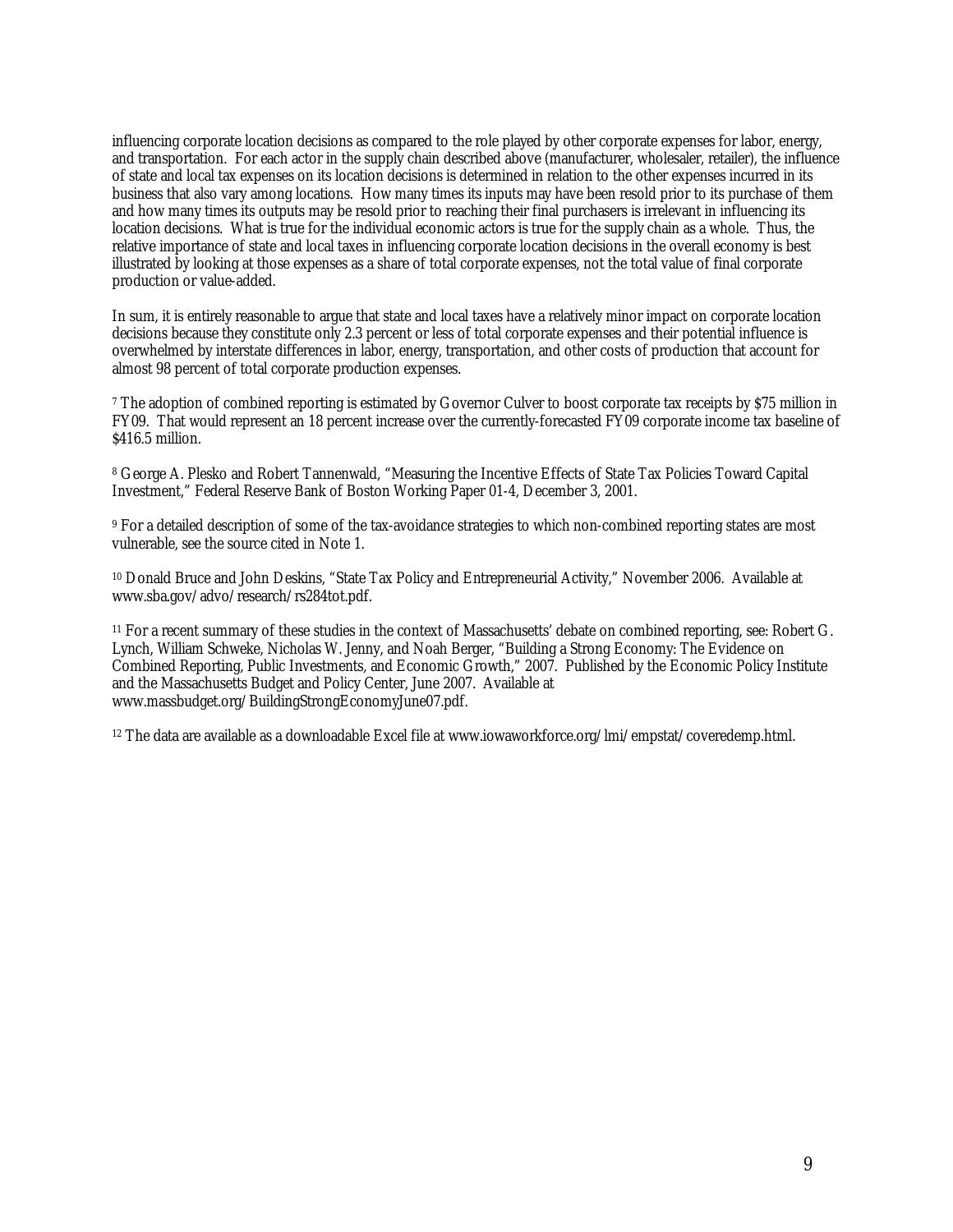influencing corporate location decisions as compared to the role played by other corporate expenses for labor, energy, and transportation. For each actor in the supply chain described above (manufacturer, wholesaler, retailer), the influence of state and local tax expenses on its location decisions is determined in relation to the other expenses incurred in its business that also vary among locations. How many times its inputs may have been resold prior to its purchase of them and how many times its outputs may be resold prior to reaching their final purchasers is irrelevant in influencing its location decisions. What is true for the individual economic actors is true for the supply chain as a whole. Thus, the relative importance of state and local taxes in influencing corporate location decisions in the overall economy is best illustrated by looking at those expenses as a share of total corporate expenses, not the total value of final corporate production or value-added.

In sum, it is entirely reasonable to argue that state and local taxes have a relatively minor impact on corporate location decisions because they constitute only 2.3 percent or less of total corporate expenses and their potential influence is overwhelmed by interstate differences in labor, energy, transportation, and other costs of production that account for almost 98 percent of total corporate production expenses.

[7] The adoption of combined reporting is estimated by Governor Culver to boost corporate tax receipts by $75 million in FY09. That would represent an 18 percent increase over the currently-forecasted FY09 corporate income tax baseline of $416.5 million.

[8] George A. Plesko and Robert Tannenwald, "Measuring the Incentive Effects of State Tax Policies Toward Capital Investment," Federal Reserve Bank of Boston Working Paper 01-4, December 3, 2001.

[9] For a detailed description of some of the tax-avoidance strategies to which non-combined reporting states are most vulnerable, see the source cited in Note 1.

[10] Donald Bruce and John Deskins, "State Tax Policy and Entrepreneurial Activity," November 2006. Available at www.sba.gov/advo/research/rs284tot.pdf.

[11] For a recent summary of these studies in the context of Massachusetts' debate on combined reporting, see: Robert G. Lynch, William Schweke, Nicholas W. Jenny, and Noah Berger, "Building a Strong Economy: The Evidence on Combined Reporting, Public Investments, and Economic Growth," 2007. Published by the Economic Policy Institute and the Massachusetts Budget and Policy Center, June 2007. Available at www.massbudget.org/BuildingStrongEconomyJune07.pdf.

[12] The data are available as a downloadable Excel file at www.iowaworkforce.org/lmi/empstat/coveredemp.html.